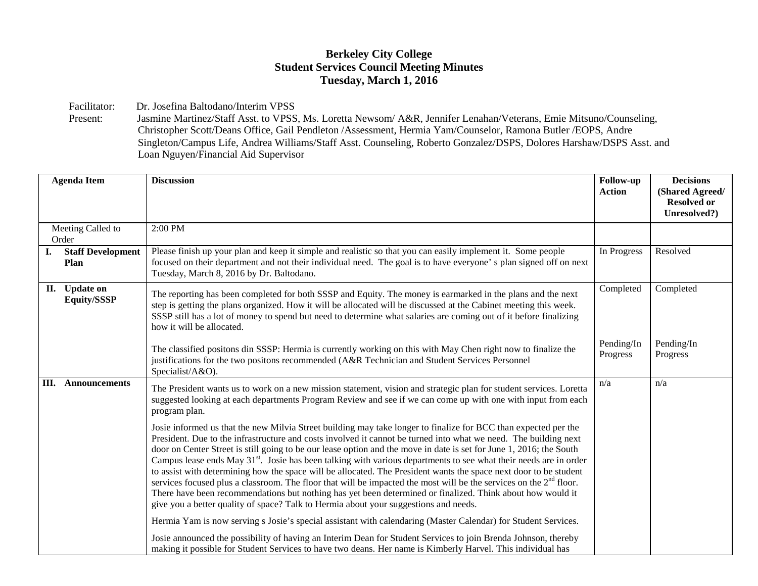# Berkeley City College
## Student Services Council Meeting Minutes
### Tuesday, March 1, 2016

Facilitator: Dr. Josefina Baltodano/Interim VPSS

Present: Jasmine Martinez/Staff Asst. to VPSS, Ms. Loretta Newsom/ A&R, Jennifer Lenahan/Veterans, Emie Mitsuno/Counseling, Christopher Scott/Deans Office, Gail Pendleton /Assessment, Hermia Yam/Counselor, Ramona Butler /EOPS, Andre Singleton/Campus Life, Andrea Williams/Staff Asst. Counseling, Roberto Gonzalez/DSPS, Dolores Harshaw/DSPS Asst. and Loan Nguyen/Financial Aid Supervisor

| Agenda Item | Discussion | Follow-up Action | Decisions (Shared Agreed/ Resolved or Unresolved?) |
|---|---|---|---|
| Meeting Called to Order | 2:00 PM | | |
| **I. Staff Development Plan** | Please finish up your plan and keep it simple and realistic so that you can easily implement it. Some people focused on their department and not their individual need. The goal is to have everyone' s plan signed off on next Tuesday, March 8, 2016 by Dr. Baltodano. | In Progress | Resolved |
| **II. Update on Equity/SSSP** | The reporting has been completed for both SSSP and Equity. The money is earmarked in the plans and the next step is getting the plans organized. How it will be allocated will be discussed at the Cabinet meeting this week. SSSP still has a lot of money to spend but need to determine what salaries are coming out of it before finalizing how it will be allocated. | Completed | Completed |
| | The classified positons din SSSP: Hermia is currently working on this with May Chen right now to finalize the justifications for the two positons recommended (A&R Technician and Student Services Personnel Specialist/A&O). | Pending/In Progress | Pending/In Progress |
| **III. Announcements** | The President wants us to work on a new mission statement, vision and strategic plan for student services. Loretta suggested looking at each departments Program Review and see if we can come up with one with input from each program plan.<br><br>Josie informed us that the new Milvia Street building may take longer to finalize for BCC than expected per the President. Due to the infrastructure and costs involved it cannot be turned into what we need. The building next door on Center Street is still going to be our lease option and the move in date is set for June 1, 2016; the South Campus lease ends May 31st. Josie has been talking with various departments to see what their needs are in order to assist with determining how the space will be allocated. The President wants the space next door to be student services focused plus a classroom. The floor that will be impacted the most will be the services on the 2nd floor. There have been recommendations but nothing has yet been determined or finalized. Think about how would it give you a better quality of space? Talk to Hermia about your suggestions and needs.<br><br>Hermia Yam is now serving s Josie's special assistant with calendaring (Master Calendar) for Student Services.<br><br>Josie announced the possibility of having an Interim Dean for Student Services to join Brenda Johnson, thereby making it possible for Student Services to have two deans. Her name is Kimberly Harvel. This individual has | n/a | n/a |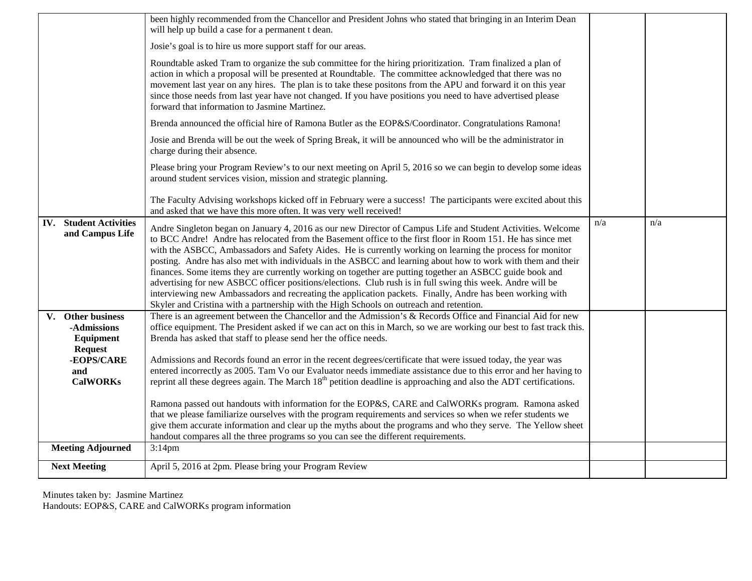| | | | |
|---|---|---|---|
| | been highly recommended from the Chancellor and President Johns who stated that bringing in an Interim Dean will help up build a case for a permanent t dean.<br><br>Josie's goal is to hire us more support staff for our areas.<br><br>Roundtable asked Tram to organize the sub committee for the hiring prioritization. Tram finalized a plan of action in which a proposal will be presented at Roundtable. The committee acknowledged that there was no movement last year on any hires. The plan is to take these positons from the APU and forward it on this year since those needs from last year have not changed. If you have positions you need to have advertised please forward that information to Jasmine Martinez.<br><br>Brenda announced the official hire of Ramona Butler as the EOP&S/Coordinator. Congratulations Ramona!<br><br>Josie and Brenda will be out the week of Spring Break, it will be announced who will be the administrator in charge during their absence.<br><br>Please bring your Program Review's to our next meeting on April 5, 2016 so we can begin to develop some ideas around student services vision, mission and strategic planning.<br><br>The Faculty Advising workshops kicked off in February were a success! The participants were excited about this and asked that we have this more often. It was very well received! | | |
| **IV. Student Activities and Campus Life** | Andre Singleton began on January 4, 2016 as our new Director of Campus Life and Student Activities. Welcome to BCC Andre! Andre has relocated from the Basement office to the first floor in Room 151. He has since met with the ASBCC, Ambassadors and Safety Aides. He is currently working on learning the process for monitor posting. Andre has also met with individuals in the ASBCC and learning about how to work with them and their finances. Some items they are currently working on together are putting together an ASBCC guide book and advertising for new ASBCC officer positions/elections. Club rush is in full swing this week. Andre will be interviewing new Ambassadors and recreating the application packets. Finally, Andre has been working with Skyler and Cristina with a partnership with the High Schools on outreach and retention. | n/a | n/a |
| **V. Other business**<br>**-Admissions Equipment Request**<br>**-EOPS/CARE and CalWORKs** | There is an agreement between the Chancellor and the Admission's & Records Office and Financial Aid for new office equipment. The President asked if we can act on this in March, so we are working our best to fast track this. Brenda has asked that staff to please send her the office needs.<br><br>Admissions and Records found an error in the recent degrees/certificate that were issued today, the year was entered incorrectly as 2005. Tam Vo our Evaluator needs immediate assistance due to this error and her having to reprint all these degrees again. The March 18th petition deadline is approaching and also the ADT certifications.<br><br>Ramona passed out handouts with information for the EOP&S, CARE and CalWORKs program. Ramona asked that we please familiarize ourselves with the program requirements and services so when we refer students we give them accurate information and clear up the myths about the programs and who they serve. The Yellow sheet handout compares all the three programs so you can see the different requirements. | | |
| **Meeting Adjourned** | 3:14pm | | |
| **Next Meeting** | April 5, 2016 at 2pm. Please bring your Program Review | | |

Minutes taken by: Jasmine Martinez
Handouts: EOP&S, CARE and CalWORKs program information